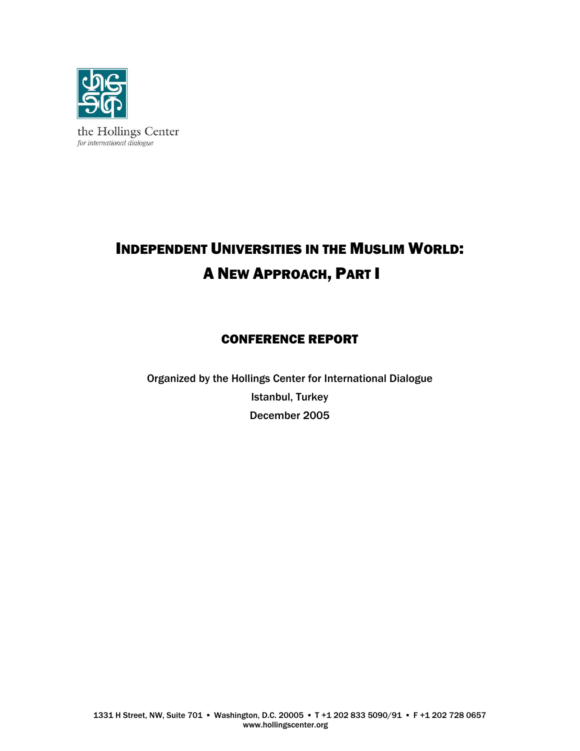the Hollings Center
*for international dialogue*

# Independent Universities in the Muslim World: A New Approach, Part I

## CONFERENCE REPORT

Organized by the Hollings Center for International Dialogue

Istanbul, Turkey

December 2005

1331 H Street, NW, Suite 701 ▪ Washington, D.C. 20005 ▪ T +1 202 833 5090/91 ▪ F +1 202 728 0657
www.hollingscenter.org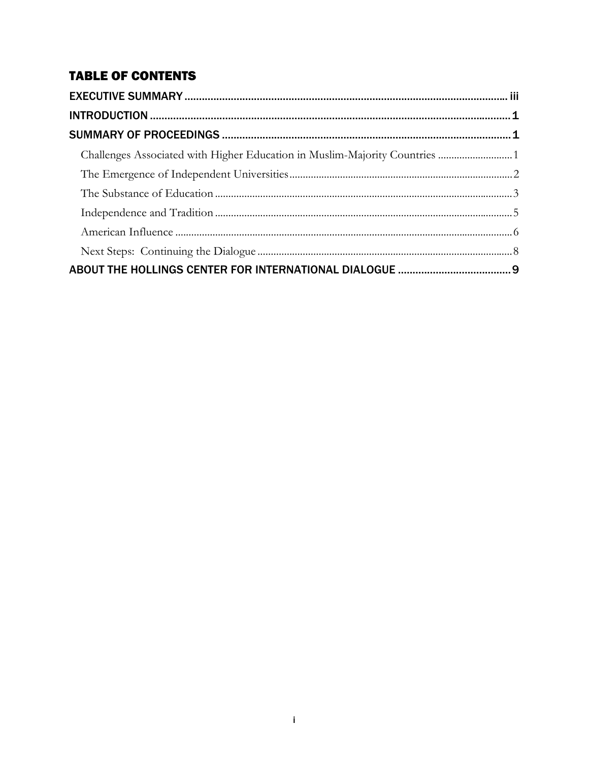## TABLE OF CONTENTS

EXECUTIVE SUMMARY .......... iii

INTRODUCTION .......... 1

SUMMARY OF PROCEEDINGS .......... 1

- Challenges Associated with Higher Education in Muslim-Majority Countries .......... 1
- The Emergence of Independent Universities .......... 2
- The Substance of Education .......... 3
- Independence and Tradition .......... 5
- American Influence .......... 6
- Next Steps: Continuing the Dialogue .......... 8

ABOUT THE HOLLINGS CENTER FOR INTERNATIONAL DIALOGUE .......... 9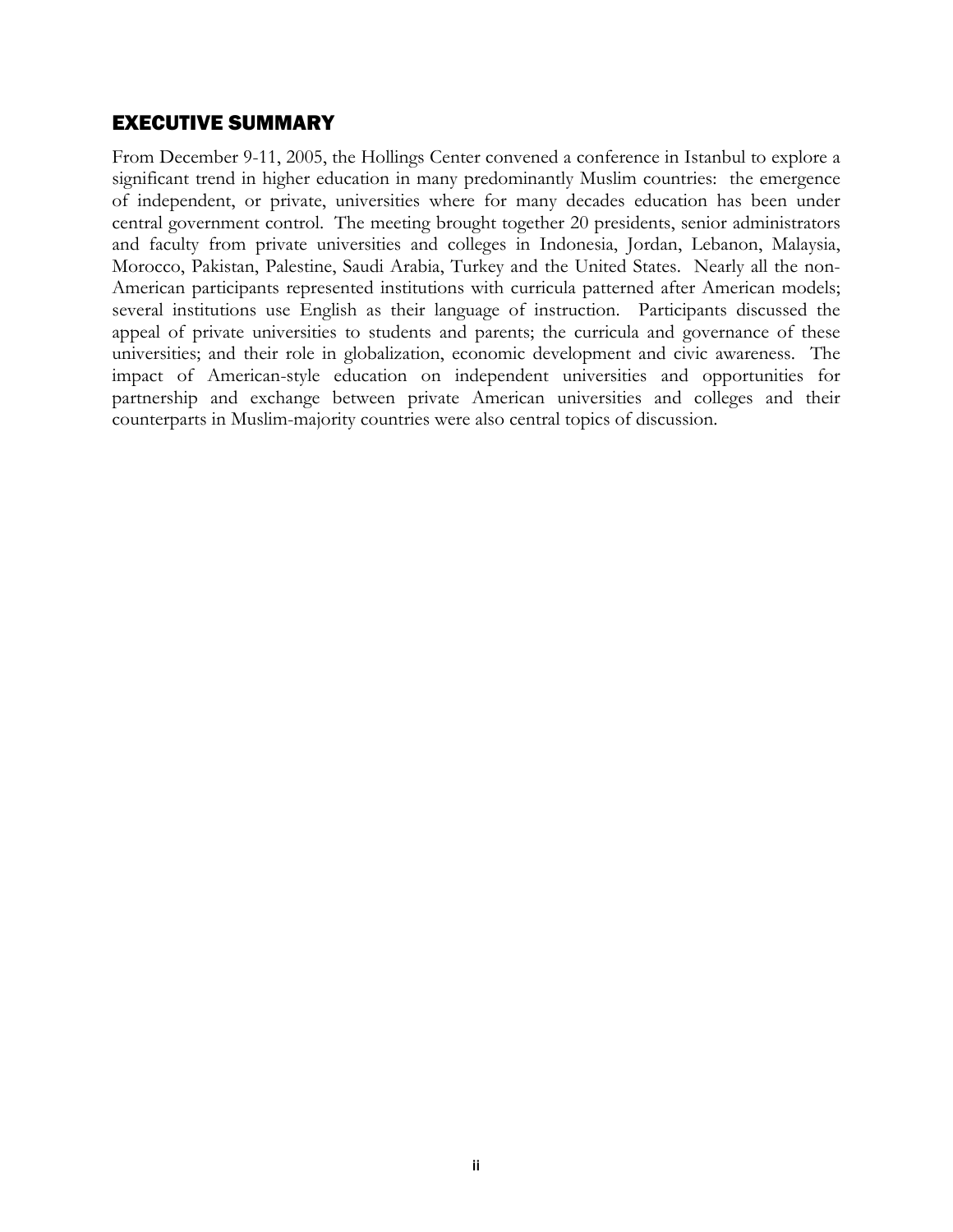## EXECUTIVE SUMMARY

From December 9-11, 2005, the Hollings Center convened a conference in Istanbul to explore a significant trend in higher education in many predominantly Muslim countries: the emergence of independent, or private, universities where for many decades education has been under central government control. The meeting brought together 20 presidents, senior administrators and faculty from private universities and colleges in Indonesia, Jordan, Lebanon, Malaysia, Morocco, Pakistan, Palestine, Saudi Arabia, Turkey and the United States. Nearly all the non-American participants represented institutions with curricula patterned after American models; several institutions use English as their language of instruction. Participants discussed the appeal of private universities to students and parents; the curricula and governance of these universities; and their role in globalization, economic development and civic awareness. The impact of American-style education on independent universities and opportunities for partnership and exchange between private American universities and colleges and their counterparts in Muslim-majority countries were also central topics of discussion.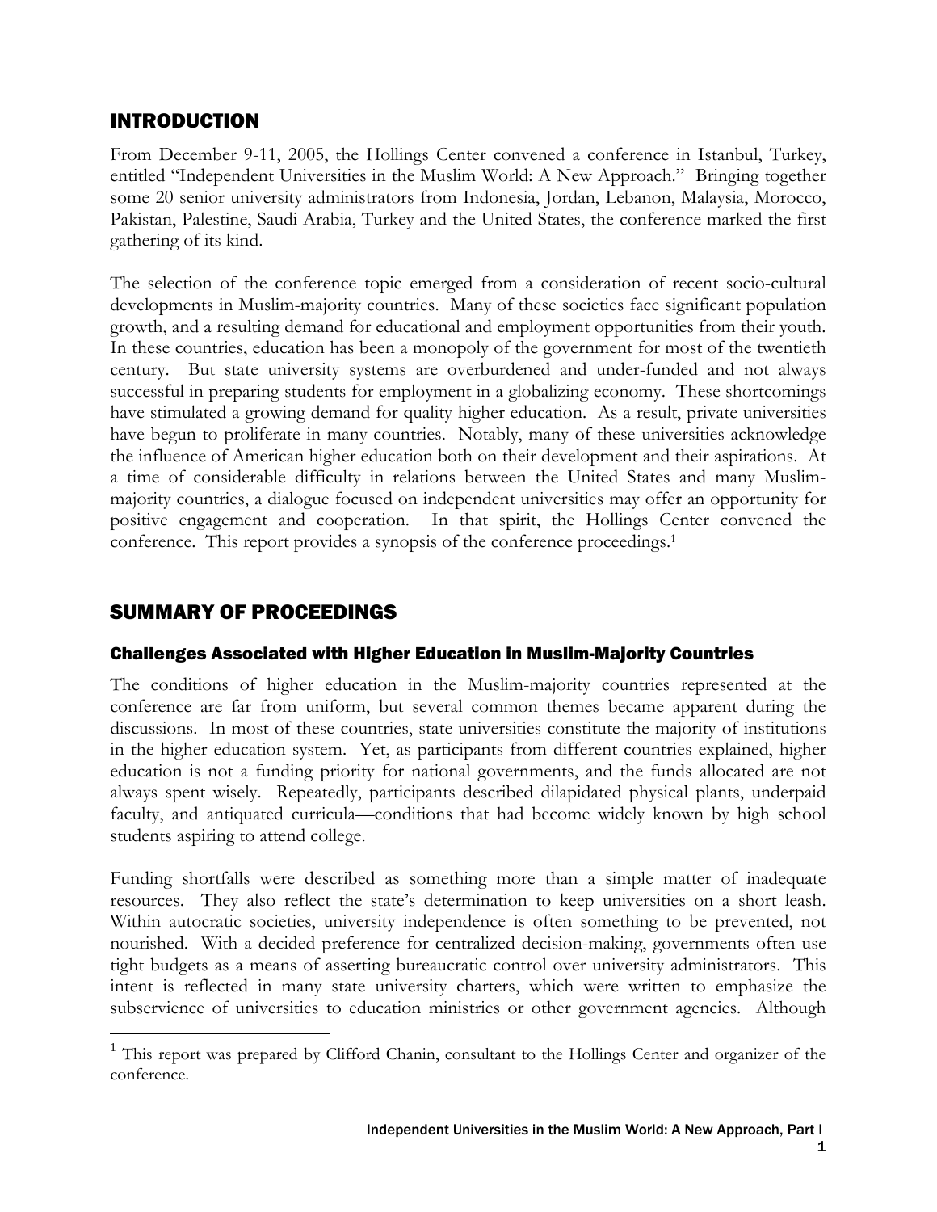## INTRODUCTION

From December 9-11, 2005, the Hollings Center convened a conference in Istanbul, Turkey, entitled "Independent Universities in the Muslim World: A New Approach." Bringing together some 20 senior university administrators from Indonesia, Jordan, Lebanon, Malaysia, Morocco, Pakistan, Palestine, Saudi Arabia, Turkey and the United States, the conference marked the first gathering of its kind.

The selection of the conference topic emerged from a consideration of recent socio-cultural developments in Muslim-majority countries. Many of these societies face significant population growth, and a resulting demand for educational and employment opportunities from their youth. In these countries, education has been a monopoly of the government for most of the twentieth century. But state university systems are overburdened and under-funded and not always successful in preparing students for employment in a globalizing economy. These shortcomings have stimulated a growing demand for quality higher education. As a result, private universities have begun to proliferate in many countries. Notably, many of these universities acknowledge the influence of American higher education both on their development and their aspirations. At a time of considerable difficulty in relations between the United States and many Muslim-majority countries, a dialogue focused on independent universities may offer an opportunity for positive engagement and cooperation. In that spirit, the Hollings Center convened the conference. This report provides a synopsis of the conference proceedings.[1]

## SUMMARY OF PROCEEDINGS

### Challenges Associated with Higher Education in Muslim-Majority Countries

The conditions of higher education in the Muslim-majority countries represented at the conference are far from uniform, but several common themes became apparent during the discussions. In most of these countries, state universities constitute the majority of institutions in the higher education system. Yet, as participants from different countries explained, higher education is not a funding priority for national governments, and the funds allocated are not always spent wisely. Repeatedly, participants described dilapidated physical plants, underpaid faculty, and antiquated curricula—conditions that had become widely known by high school students aspiring to attend college.

Funding shortfalls were described as something more than a simple matter of inadequate resources. They also reflect the state's determination to keep universities on a short leash. Within autocratic societies, university independence is often something to be prevented, not nourished. With a decided preference for centralized decision-making, governments often use tight budgets as a means of asserting bureaucratic control over university administrators. This intent is reflected in many state university charters, which were written to emphasize the subservience of universities to education ministries or other government agencies. Although

[1] This report was prepared by Clifford Chanin, consultant to the Hollings Center and organizer of the conference.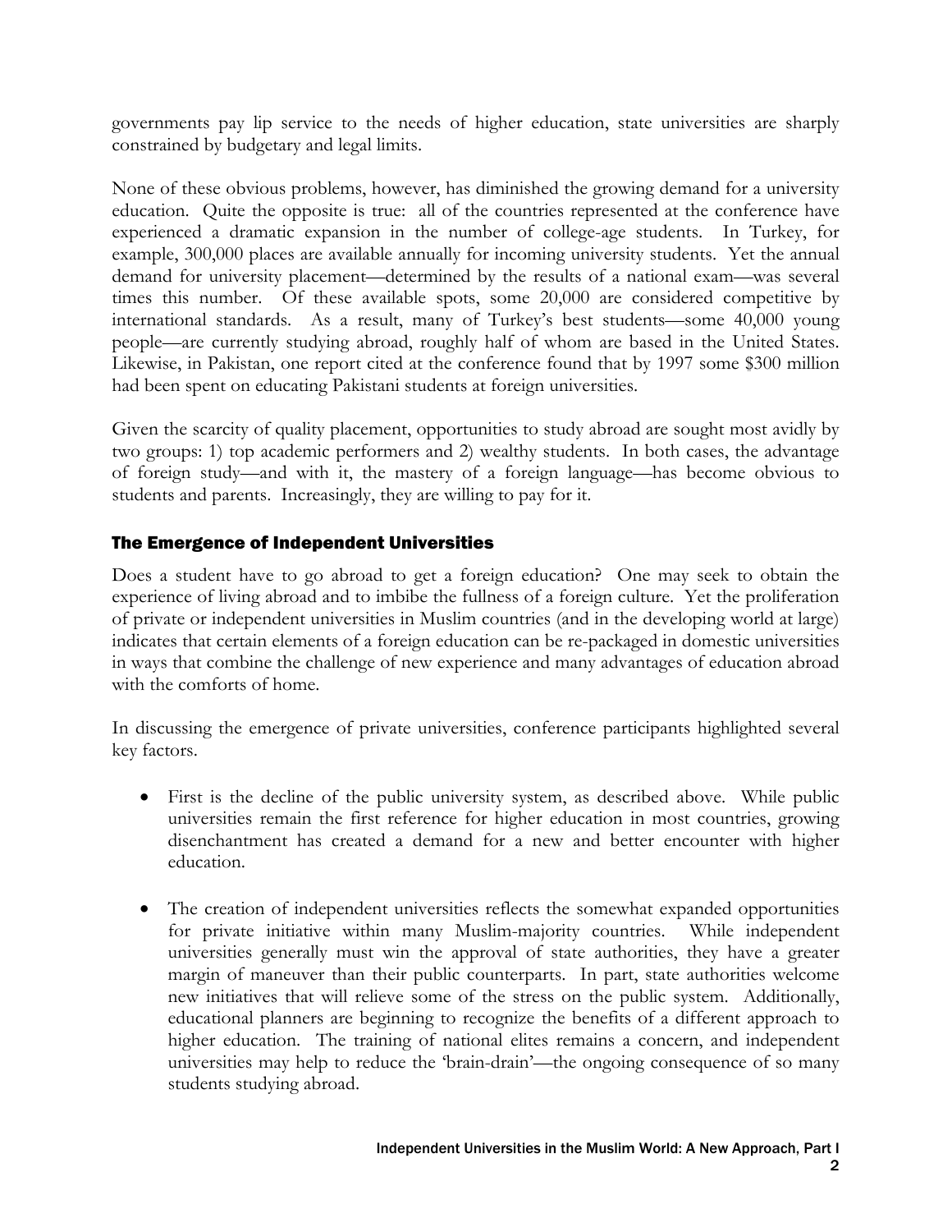governments pay lip service to the needs of higher education, state universities are sharply constrained by budgetary and legal limits.

None of these obvious problems, however, has diminished the growing demand for a university education. Quite the opposite is true: all of the countries represented at the conference have experienced a dramatic expansion in the number of college-age students. In Turkey, for example, 300,000 places are available annually for incoming university students. Yet the annual demand for university placement—determined by the results of a national exam—was several times this number. Of these available spots, some 20,000 are considered competitive by international standards. As a result, many of Turkey's best students—some 40,000 young people—are currently studying abroad, roughly half of whom are based in the United States. Likewise, in Pakistan, one report cited at the conference found that by 1997 some $300 million had been spent on educating Pakistani students at foreign universities.

Given the scarcity of quality placement, opportunities to study abroad are sought most avidly by two groups: 1) top academic performers and 2) wealthy students. In both cases, the advantage of foreign study—and with it, the mastery of a foreign language—has become obvious to students and parents. Increasingly, they are willing to pay for it.

## The Emergence of Independent Universities

Does a student have to go abroad to get a foreign education? One may seek to obtain the experience of living abroad and to imbibe the fullness of a foreign culture. Yet the proliferation of private or independent universities in Muslim countries (and in the developing world at large) indicates that certain elements of a foreign education can be re-packaged in domestic universities in ways that combine the challenge of new experience and many advantages of education abroad with the comforts of home.

In discussing the emergence of private universities, conference participants highlighted several key factors.

- First is the decline of the public university system, as described above. While public universities remain the first reference for higher education in most countries, growing disenchantment has created a demand for a new and better encounter with higher education.

- The creation of independent universities reflects the somewhat expanded opportunities for private initiative within many Muslim-majority countries. While independent universities generally must win the approval of state authorities, they have a greater margin of maneuver than their public counterparts. In part, state authorities welcome new initiatives that will relieve some of the stress on the public system. Additionally, educational planners are beginning to recognize the benefits of a different approach to higher education. The training of national elites remains a concern, and independent universities may help to reduce the 'brain-drain'—the ongoing consequence of so many students studying abroad.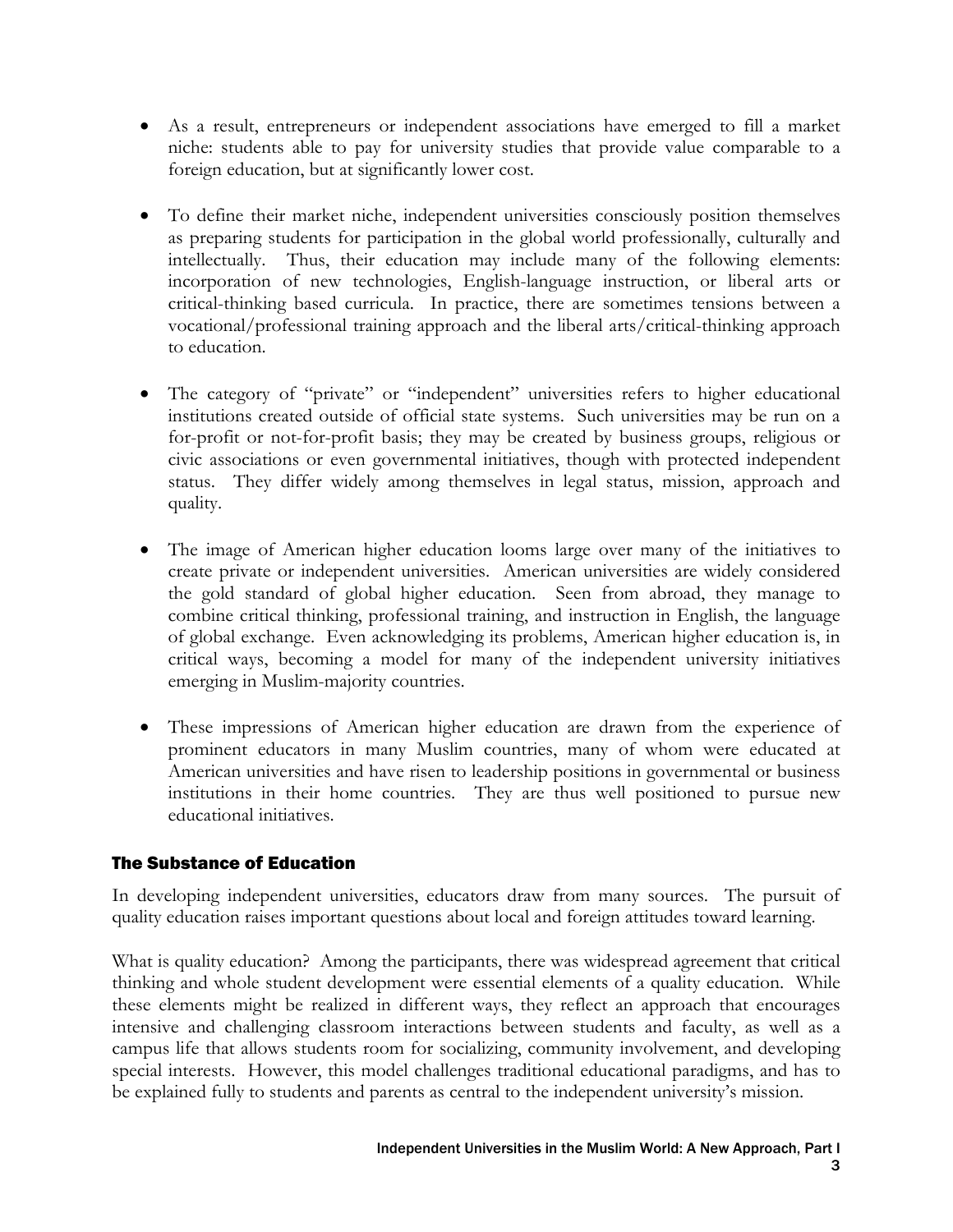- As a result, entrepreneurs or independent associations have emerged to fill a market niche: students able to pay for university studies that provide value comparable to a foreign education, but at significantly lower cost.

- To define their market niche, independent universities consciously position themselves as preparing students for participation in the global world professionally, culturally and intellectually. Thus, their education may include many of the following elements: incorporation of new technologies, English-language instruction, or liberal arts or critical-thinking based curricula. In practice, there are sometimes tensions between a vocational/professional training approach and the liberal arts/critical-thinking approach to education.

- The category of "private" or "independent" universities refers to higher educational institutions created outside of official state systems. Such universities may be run on a for-profit or not-for-profit basis; they may be created by business groups, religious or civic associations or even governmental initiatives, though with protected independent status. They differ widely among themselves in legal status, mission, approach and quality.

- The image of American higher education looms large over many of the initiatives to create private or independent universities. American universities are widely considered the gold standard of global higher education. Seen from abroad, they manage to combine critical thinking, professional training, and instruction in English, the language of global exchange. Even acknowledging its problems, American higher education is, in critical ways, becoming a model for many of the independent university initiatives emerging in Muslim-majority countries.

- These impressions of American higher education are drawn from the experience of prominent educators in many Muslim countries, many of whom were educated at American universities and have risen to leadership positions in governmental or business institutions in their home countries. They are thus well positioned to pursue new educational initiatives.

## The Substance of Education

In developing independent universities, educators draw from many sources. The pursuit of quality education raises important questions about local and foreign attitudes toward learning.

What is quality education? Among the participants, there was widespread agreement that critical thinking and whole student development were essential elements of a quality education. While these elements might be realized in different ways, they reflect an approach that encourages intensive and challenging classroom interactions between students and faculty, as well as a campus life that allows students room for socializing, community involvement, and developing special interests. However, this model challenges traditional educational paradigms, and has to be explained fully to students and parents as central to the independent university's mission.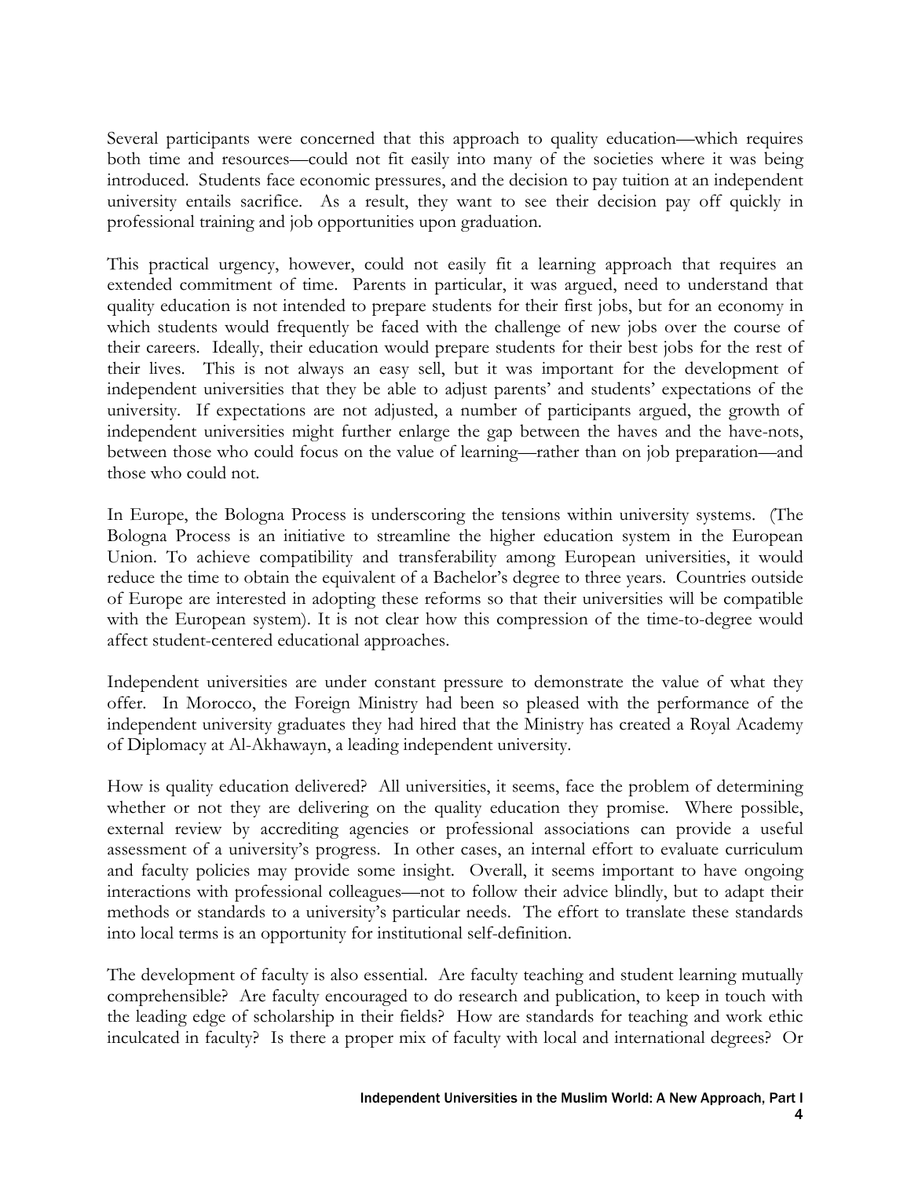Several participants were concerned that this approach to quality education—which requires both time and resources—could not fit easily into many of the societies where it was being introduced. Students face economic pressures, and the decision to pay tuition at an independent university entails sacrifice. As a result, they want to see their decision pay off quickly in professional training and job opportunities upon graduation.

This practical urgency, however, could not easily fit a learning approach that requires an extended commitment of time. Parents in particular, it was argued, need to understand that quality education is not intended to prepare students for their first jobs, but for an economy in which students would frequently be faced with the challenge of new jobs over the course of their careers. Ideally, their education would prepare students for their best jobs for the rest of their lives. This is not always an easy sell, but it was important for the development of independent universities that they be able to adjust parents' and students' expectations of the university. If expectations are not adjusted, a number of participants argued, the growth of independent universities might further enlarge the gap between the haves and the have-nots, between those who could focus on the value of learning—rather than on job preparation—and those who could not.

In Europe, the Bologna Process is underscoring the tensions within university systems. (The Bologna Process is an initiative to streamline the higher education system in the European Union. To achieve compatibility and transferability among European universities, it would reduce the time to obtain the equivalent of a Bachelor's degree to three years. Countries outside of Europe are interested in adopting these reforms so that their universities will be compatible with the European system). It is not clear how this compression of the time-to-degree would affect student-centered educational approaches.

Independent universities are under constant pressure to demonstrate the value of what they offer. In Morocco, the Foreign Ministry had been so pleased with the performance of the independent university graduates they had hired that the Ministry has created a Royal Academy of Diplomacy at Al-Akhawayn, a leading independent university.

How is quality education delivered? All universities, it seems, face the problem of determining whether or not they are delivering on the quality education they promise. Where possible, external review by accrediting agencies or professional associations can provide a useful assessment of a university's progress. In other cases, an internal effort to evaluate curriculum and faculty policies may provide some insight. Overall, it seems important to have ongoing interactions with professional colleagues—not to follow their advice blindly, but to adapt their methods or standards to a university's particular needs. The effort to translate these standards into local terms is an opportunity for institutional self-definition.

The development of faculty is also essential. Are faculty teaching and student learning mutually comprehensible? Are faculty encouraged to do research and publication, to keep in touch with the leading edge of scholarship in their fields? How are standards for teaching and work ethic inculcated in faculty? Is there a proper mix of faculty with local and international degrees? Or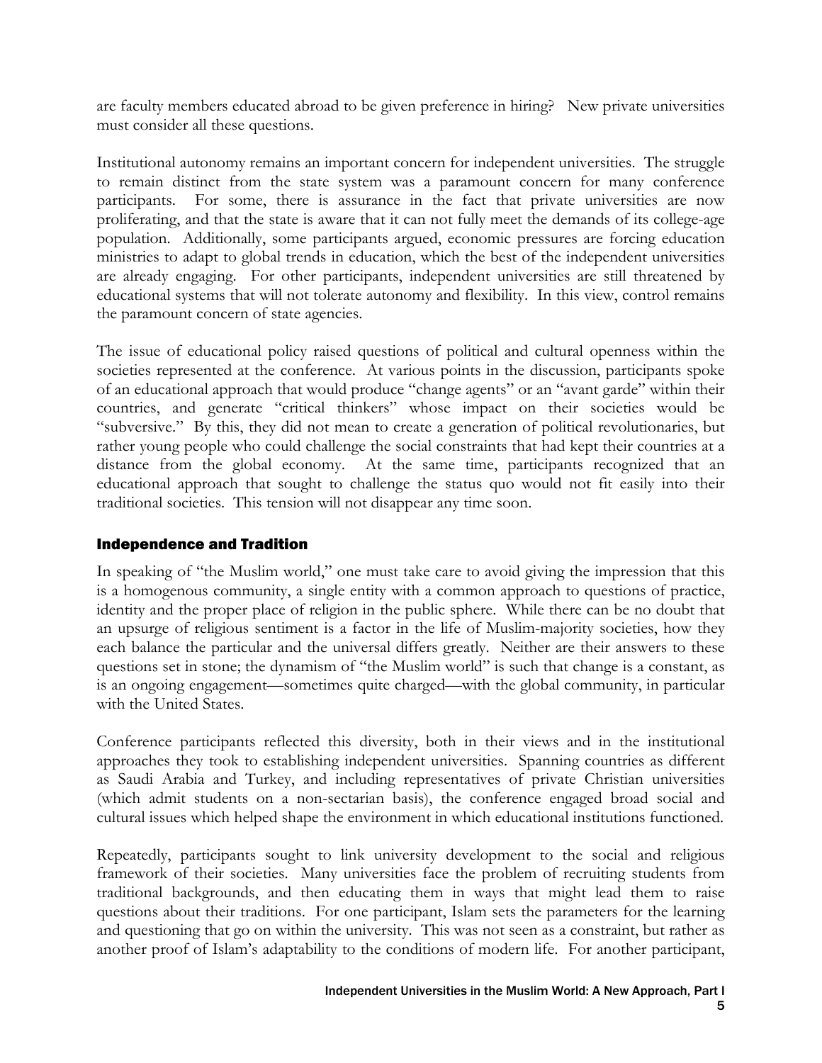are faculty members educated abroad to be given preference in hiring? New private universities must consider all these questions.

Institutional autonomy remains an important concern for independent universities. The struggle to remain distinct from the state system was a paramount concern for many conference participants. For some, there is assurance in the fact that private universities are now proliferating, and that the state is aware that it can not fully meet the demands of its college-age population. Additionally, some participants argued, economic pressures are forcing education ministries to adapt to global trends in education, which the best of the independent universities are already engaging. For other participants, independent universities are still threatened by educational systems that will not tolerate autonomy and flexibility. In this view, control remains the paramount concern of state agencies.

The issue of educational policy raised questions of political and cultural openness within the societies represented at the conference. At various points in the discussion, participants spoke of an educational approach that would produce "change agents" or an "avant garde" within their countries, and generate "critical thinkers" whose impact on their societies would be "subversive." By this, they did not mean to create a generation of political revolutionaries, but rather young people who could challenge the social constraints that had kept their countries at a distance from the global economy. At the same time, participants recognized that an educational approach that sought to challenge the status quo would not fit easily into their traditional societies. This tension will not disappear any time soon.

## Independence and Tradition

In speaking of "the Muslim world," one must take care to avoid giving the impression that this is a homogenous community, a single entity with a common approach to questions of practice, identity and the proper place of religion in the public sphere. While there can be no doubt that an upsurge of religious sentiment is a factor in the life of Muslim-majority societies, how they each balance the particular and the universal differs greatly. Neither are their answers to these questions set in stone; the dynamism of "the Muslim world" is such that change is a constant, as is an ongoing engagement—sometimes quite charged—with the global community, in particular with the United States.

Conference participants reflected this diversity, both in their views and in the institutional approaches they took to establishing independent universities. Spanning countries as different as Saudi Arabia and Turkey, and including representatives of private Christian universities (which admit students on a non-sectarian basis), the conference engaged broad social and cultural issues which helped shape the environment in which educational institutions functioned.

Repeatedly, participants sought to link university development to the social and religious framework of their societies. Many universities face the problem of recruiting students from traditional backgrounds, and then educating them in ways that might lead them to raise questions about their traditions. For one participant, Islam sets the parameters for the learning and questioning that go on within the university. This was not seen as a constraint, but rather as another proof of Islam's adaptability to the conditions of modern life. For another participant,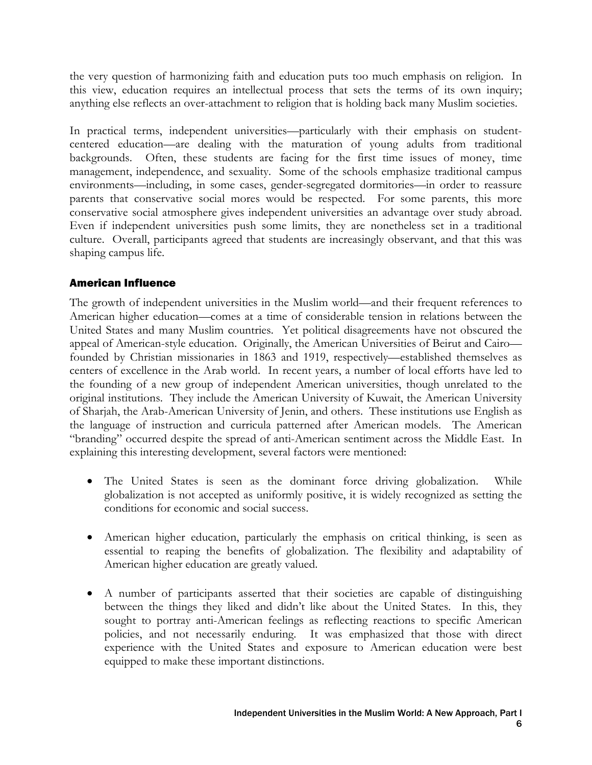the very question of harmonizing faith and education puts too much emphasis on religion. In this view, education requires an intellectual process that sets the terms of its own inquiry; anything else reflects an over-attachment to religion that is holding back many Muslim societies.

In practical terms, independent universities—particularly with their emphasis on student-centered education—are dealing with the maturation of young adults from traditional backgrounds. Often, these students are facing for the first time issues of money, time management, independence, and sexuality. Some of the schools emphasize traditional campus environments—including, in some cases, gender-segregated dormitories—in order to reassure parents that conservative social mores would be respected. For some parents, this more conservative social atmosphere gives independent universities an advantage over study abroad. Even if independent universities push some limits, they are nonetheless set in a traditional culture. Overall, participants agreed that students are increasingly observant, and that this was shaping campus life.

### American Influence

The growth of independent universities in the Muslim world—and their frequent references to American higher education—comes at a time of considerable tension in relations between the United States and many Muslim countries. Yet political disagreements have not obscured the appeal of American-style education. Originally, the American Universities of Beirut and Cairo—founded by Christian missionaries in 1863 and 1919, respectively—established themselves as centers of excellence in the Arab world. In recent years, a number of local efforts have led to the founding of a new group of independent American universities, though unrelated to the original institutions. They include the American University of Kuwait, the American University of Sharjah, the Arab-American University of Jenin, and others. These institutions use English as the language of instruction and curricula patterned after American models. The American "branding" occurred despite the spread of anti-American sentiment across the Middle East. In explaining this interesting development, several factors were mentioned:

- The United States is seen as the dominant force driving globalization. While globalization is not accepted as uniformly positive, it is widely recognized as setting the conditions for economic and social success.

- American higher education, particularly the emphasis on critical thinking, is seen as essential to reaping the benefits of globalization. The flexibility and adaptability of American higher education are greatly valued.

- A number of participants asserted that their societies are capable of distinguishing between the things they liked and didn't like about the United States. In this, they sought to portray anti-American feelings as reflecting reactions to specific American policies, and not necessarily enduring. It was emphasized that those with direct experience with the United States and exposure to American education were best equipped to make these important distinctions.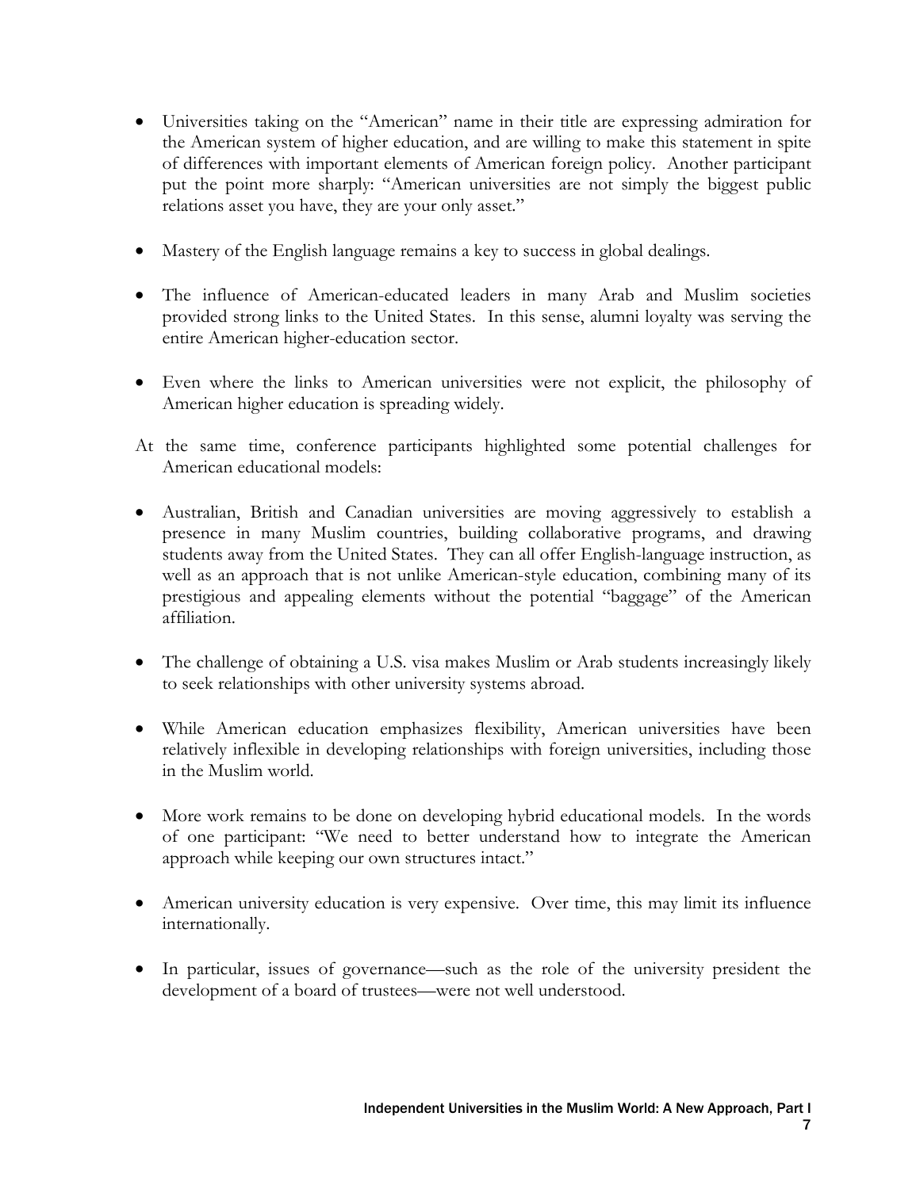- Universities taking on the "American" name in their title are expressing admiration for the American system of higher education, and are willing to make this statement in spite of differences with important elements of American foreign policy. Another participant put the point more sharply: "American universities are not simply the biggest public relations asset you have, they are your only asset."

- Mastery of the English language remains a key to success in global dealings.

- The influence of American-educated leaders in many Arab and Muslim societies provided strong links to the United States. In this sense, alumni loyalty was serving the entire American higher-education sector.

- Even where the links to American universities were not explicit, the philosophy of American higher education is spreading widely.

At the same time, conference participants highlighted some potential challenges for American educational models:

- Australian, British and Canadian universities are moving aggressively to establish a presence in many Muslim countries, building collaborative programs, and drawing students away from the United States. They can all offer English-language instruction, as well as an approach that is not unlike American-style education, combining many of its prestigious and appealing elements without the potential "baggage" of the American affiliation.

- The challenge of obtaining a U.S. visa makes Muslim or Arab students increasingly likely to seek relationships with other university systems abroad.

- While American education emphasizes flexibility, American universities have been relatively inflexible in developing relationships with foreign universities, including those in the Muslim world.

- More work remains to be done on developing hybrid educational models. In the words of one participant: "We need to better understand how to integrate the American approach while keeping our own structures intact."

- American university education is very expensive. Over time, this may limit its influence internationally.

- In particular, issues of governance—such as the role of the university president the development of a board of trustees—were not well understood.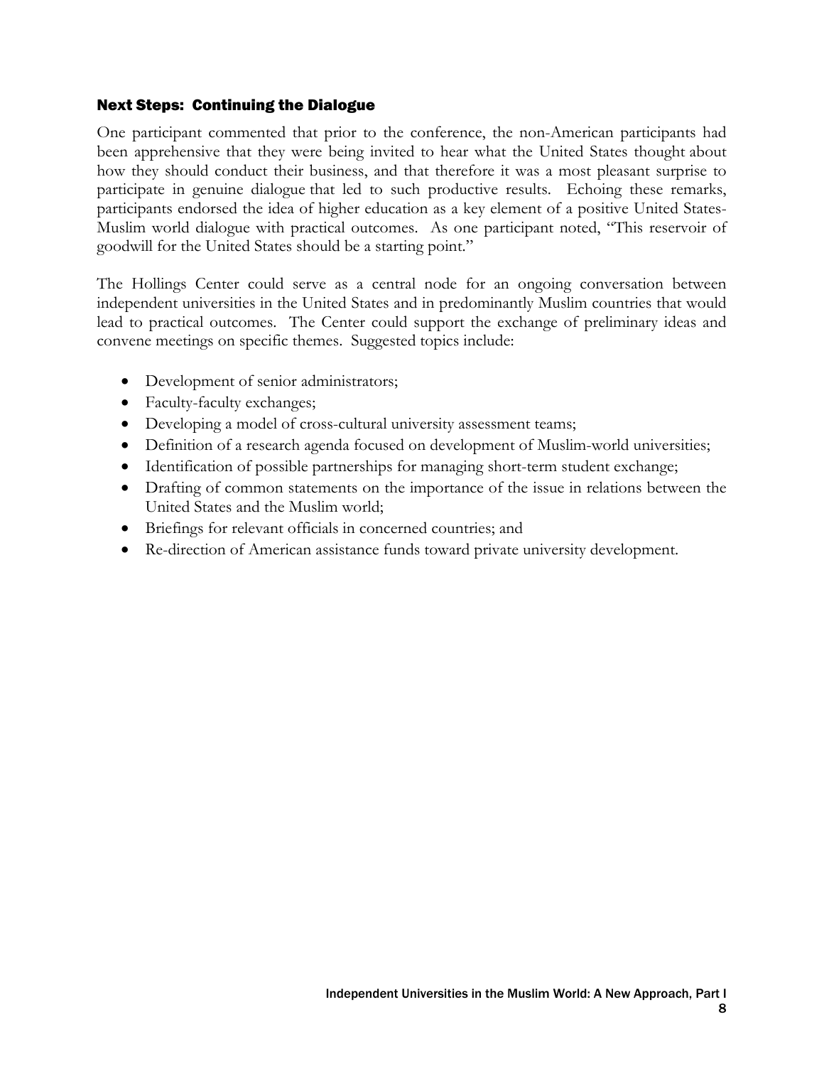### Next Steps: Continuing the Dialogue

One participant commented that prior to the conference, the non-American participants had been apprehensive that they were being invited to hear what the United States thought about how they should conduct their business, and that therefore it was a most pleasant surprise to participate in genuine dialogue that led to such productive results. Echoing these remarks, participants endorsed the idea of higher education as a key element of a positive United States-Muslim world dialogue with practical outcomes. As one participant noted, "This reservoir of goodwill for the United States should be a starting point."

The Hollings Center could serve as a central node for an ongoing conversation between independent universities in the United States and in predominantly Muslim countries that would lead to practical outcomes. The Center could support the exchange of preliminary ideas and convene meetings on specific themes. Suggested topics include:

- Development of senior administrators;
- Faculty-faculty exchanges;
- Developing a model of cross-cultural university assessment teams;
- Definition of a research agenda focused on development of Muslim-world universities;
- Identification of possible partnerships for managing short-term student exchange;
- Drafting of common statements on the importance of the issue in relations between the United States and the Muslim world;
- Briefings for relevant officials in concerned countries; and
- Re-direction of American assistance funds toward private university development.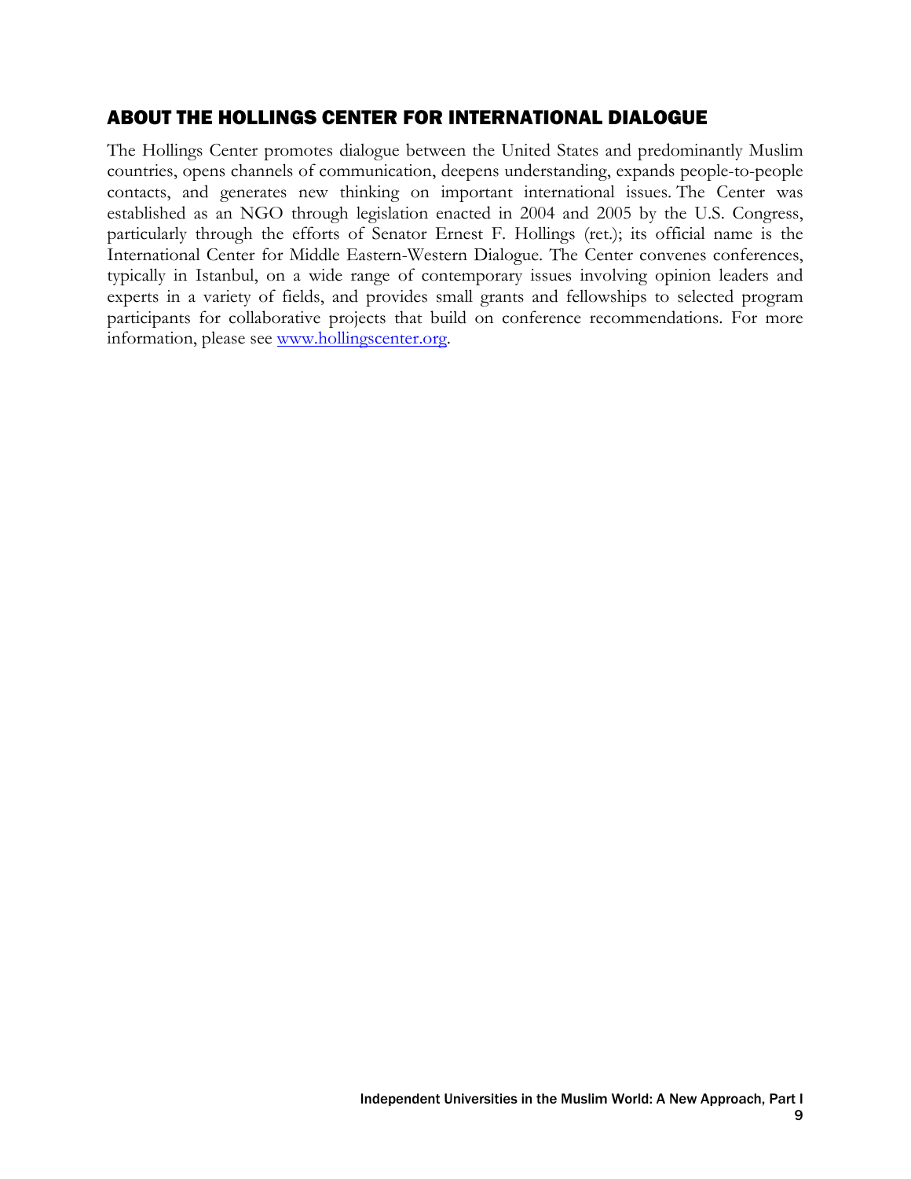## ABOUT THE HOLLINGS CENTER FOR INTERNATIONAL DIALOGUE

The Hollings Center promotes dialogue between the United States and predominantly Muslim countries, opens channels of communication, deepens understanding, expands people-to-people contacts, and generates new thinking on important international issues. The Center was established as an NGO through legislation enacted in 2004 and 2005 by the U.S. Congress, particularly through the efforts of Senator Ernest F. Hollings (ret.); its official name is the International Center for Middle Eastern-Western Dialogue. The Center convenes conferences, typically in Istanbul, on a wide range of contemporary issues involving opinion leaders and experts in a variety of fields, and provides small grants and fellowships to selected program participants for collaborative projects that build on conference recommendations. For more information, please see [www.hollingscenter.org](http://www.hollingscenter.org).